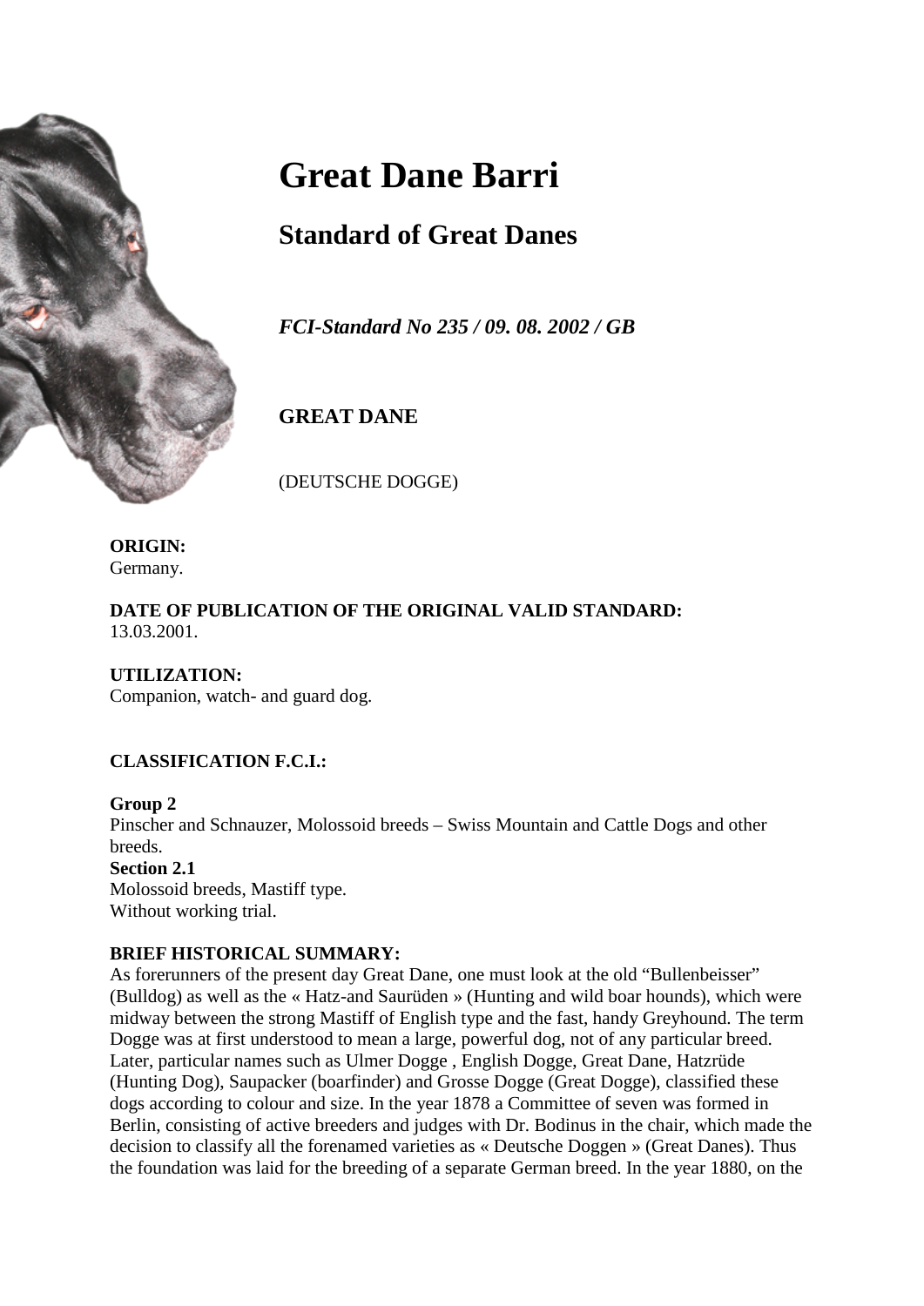# Great Dane Barri

## Standard of Great Danes

***FCI-Standard No 235 / 09. 08. 2002 / GB***

**GREAT DANE**

(DEUTSCHE DOGGE)

**ORIGIN:**
Germany.

**DATE OF PUBLICATION OF THE ORIGINAL VALID STANDARD:**
13.03.2001.

**UTILIZATION:**
Companion, watch- and guard dog.

**CLASSIFICATION F.C.I.:**

**Group 2**
Pinscher and Schnauzer, Molossoid breeds – Swiss Mountain and Cattle Dogs and other breeds.
**Section 2.1**
Molossoid breeds, Mastiff type.
Without working trial.

**BRIEF HISTORICAL SUMMARY:**
As forerunners of the present day Great Dane, one must look at the old "Bullenbeisser" (Bulldog) as well as the « Hatz-and Saurüden » (Hunting and wild boar hounds), which were midway between the strong Mastiff of English type and the fast, handy Greyhound. The term Dogge was at first understood to mean a large, powerful dog, not of any particular breed. Later, particular names such as Ulmer Dogge , English Dogge, Great Dane, Hatzrüde (Hunting Dog), Saupacker (boarfinder) and Grosse Dogge (Great Dogge), classified these dogs according to colour and size. In the year 1878 a Committee of seven was formed in Berlin, consisting of active breeders and judges with Dr. Bodinus in the chair, which made the decision to classify all the forenamed varieties as « Deutsche Doggen » (Great Danes). Thus the foundation was laid for the breeding of a separate German breed. In the year 1880, on the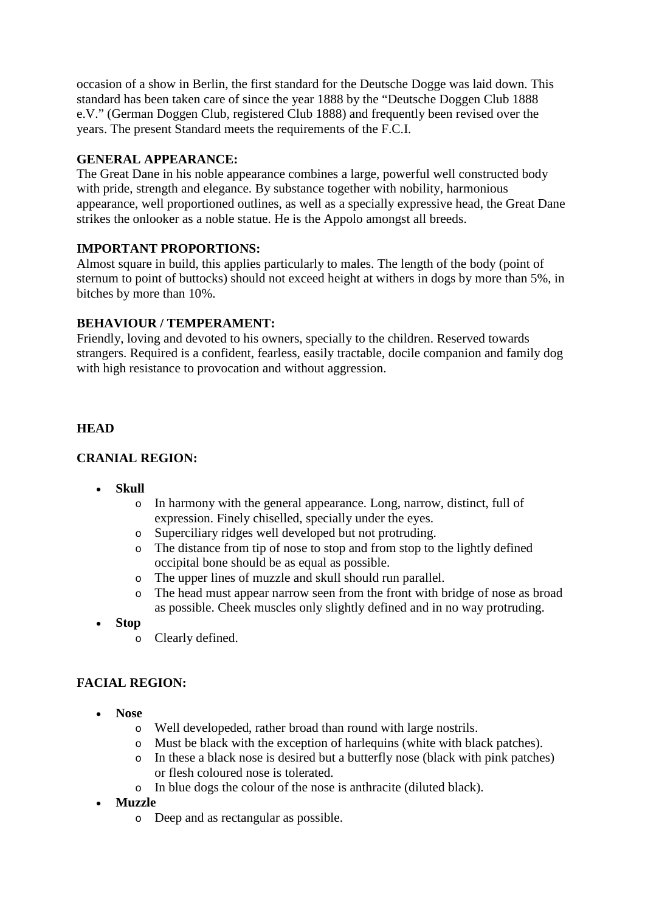occasion of a show in Berlin, the first standard for the Deutsche Dogge was laid down. This standard has been taken care of since the year 1888 by the “Deutsche Doggen Club 1888 e.V.” (German Doggen Club, registered Club 1888) and frequently been revised over the years. The present Standard meets the requirements of the F.C.I.

**GENERAL APPEARANCE:**
The Great Dane in his noble appearance combines a large, powerful well constructed body with pride, strength and elegance. By substance together with nobility, harmonious appearance, well proportioned outlines, as well as a specially expressive head, the Great Dane strikes the onlooker as a noble statue. He is the Appolo amongst all breeds.

**IMPORTANT PROPORTIONS:**
Almost square in build, this applies particularly to males. The length of the body (point of sternum to point of buttocks) should not exceed height at withers in dogs by more than 5%, in bitches by more than 10%.

**BEHAVIOUR / TEMPERAMENT:**
Friendly, loving and devoted to his owners, specially to the children. Reserved towards strangers. Required is a confident, fearless, easily tractable, docile companion and family dog with high resistance to provocation and without aggression.

**HEAD**

**CRANIAL REGION:**

- **Skull**
  - In harmony with the general appearance. Long, narrow, distinct, full of expression. Finely chiselled, specially under the eyes.
  - Superciliary ridges well developed but not protruding.
  - The distance from tip of nose to stop and from stop to the lightly defined occipital bone should be as equal as possible.
  - The upper lines of muzzle and skull should run parallel.
  - The head must appear narrow seen from the front with bridge of nose as broad as possible. Cheek muscles only slightly defined and in no way protruding.
- **Stop**
  - Clearly defined.

**FACIAL REGION:**

- **Nose**
  - Well developeded, rather broad than round with large nostrils.
  - Must be black with the exception of harlequins (white with black patches).
  - In these a black nose is desired but a butterfly nose (black with pink patches) or flesh coloured nose is tolerated.
  - In blue dogs the colour of the nose is anthracite (diluted black).
- **Muzzle**
  - Deep and as rectangular as possible.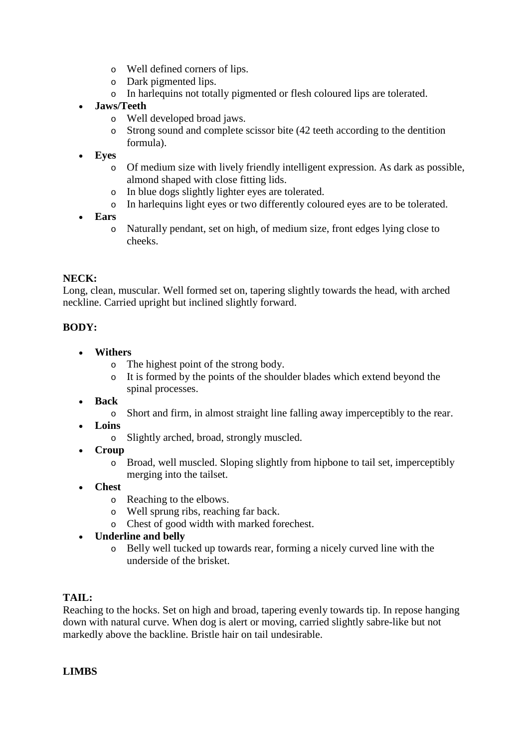- Well defined corners of lips.
    - Dark pigmented lips.
    - In harlequins not totally pigmented or flesh coloured lips are tolerated.
- **Jaws/Teeth**
    - Well developed broad jaws.
    - Strong sound and complete scissor bite (42 teeth according to the dentition formula).
- **Eyes**
    - Of medium size with lively friendly intelligent expression. As dark as possible, almond shaped with close fitting lids.
    - In blue dogs slightly lighter eyes are tolerated.
    - In harlequins light eyes or two differently coloured eyes are to be tolerated.
- **Ears**
    - Naturally pendant, set on high, of medium size, front edges lying close to cheeks.

**NECK:**
Long, clean, muscular. Well formed set on, tapering slightly towards the head, with arched neckline. Carried upright but inclined slightly forward.

**BODY:**

- **Withers**
    - The highest point of the strong body.
    - It is formed by the points of the shoulder blades which extend beyond the spinal processes.
- **Back**
    - Short and firm, in almost straight line falling away imperceptibly to the rear.
- **Loins**
    - Slightly arched, broad, strongly muscled.
- **Croup**
    - Broad, well muscled. Sloping slightly from hipbone to tail set, imperceptibly merging into the tailset.
- **Chest**
    - Reaching to the elbows.
    - Well sprung ribs, reaching far back.
    - Chest of good width with marked forechest.
- **Underline and belly**
    - Belly well tucked up towards rear, forming a nicely curved line with the underside of the brisket.

**TAIL:**
Reaching to the hocks. Set on high and broad, tapering evenly towards tip. In repose hanging down with natural curve. When dog is alert or moving, carried slightly sabre-like but not markedly above the backline. Bristle hair on tail undesirable.

**LIMBS**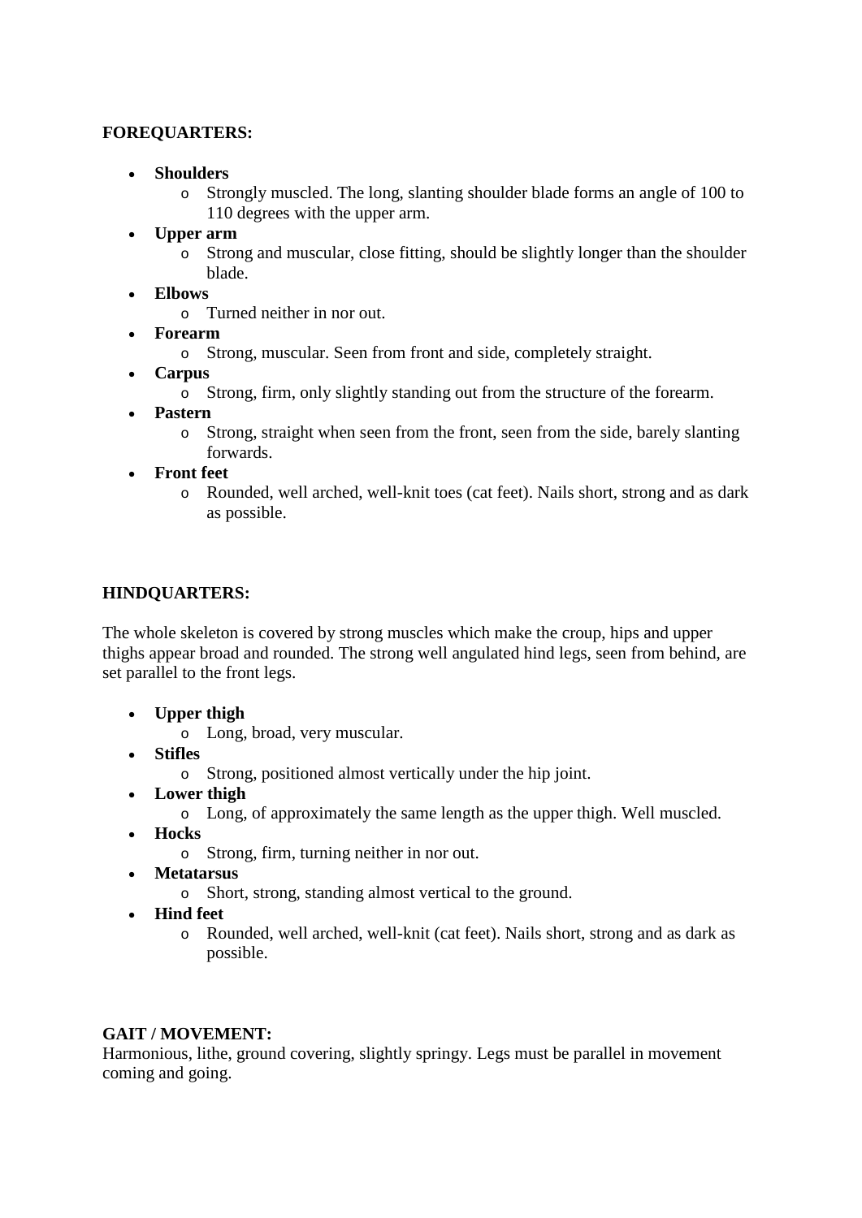**FOREQUARTERS:**

- **Shoulders**
    - Strongly muscled. The long, slanting shoulder blade forms an angle of 100 to 110 degrees with the upper arm.
- **Upper arm**
    - Strong and muscular, close fitting, should be slightly longer than the shoulder blade.
- **Elbows**
    - Turned neither in nor out.
- **Forearm**
    - Strong, muscular. Seen from front and side, completely straight.
- **Carpus**
    - Strong, firm, only slightly standing out from the structure of the forearm.
- **Pastern**
    - Strong, straight when seen from the front, seen from the side, barely slanting forwards.
- **Front feet**
    - Rounded, well arched, well-knit toes (cat feet). Nails short, strong and as dark as possible.

**HINDQUARTERS:**

The whole skeleton is covered by strong muscles which make the croup, hips and upper thighs appear broad and rounded. The strong well angulated hind legs, seen from behind, are set parallel to the front legs.

- **Upper thigh**
    - Long, broad, very muscular.
- **Stifles**
    - Strong, positioned almost vertically under the hip joint.
- **Lower thigh**
    - Long, of approximately the same length as the upper thigh. Well muscled.
- **Hocks**
    - Strong, firm, turning neither in nor out.
- **Metatarsus**
    - Short, strong, standing almost vertical to the ground.
- **Hind feet**
    - Rounded, well arched, well-knit (cat feet). Nails short, strong and as dark as possible.

**GAIT / MOVEMENT:**
Harmonious, lithe, ground covering, slightly springy. Legs must be parallel in movement coming and going.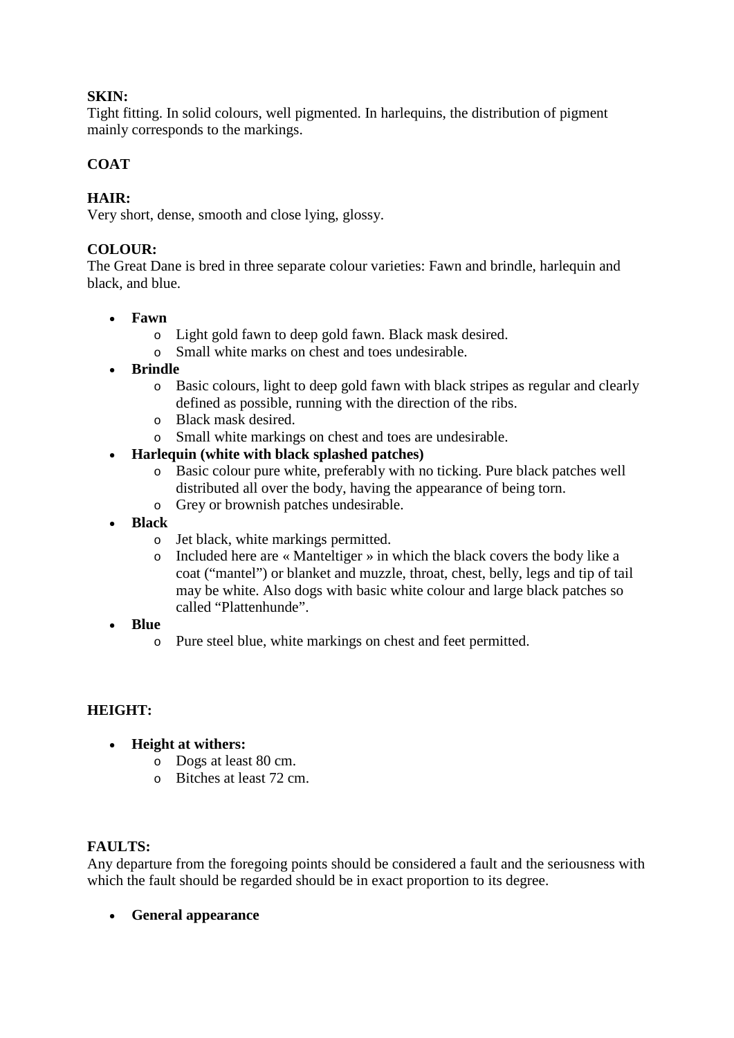**SKIN:**
Tight fitting. In solid colours, well pigmented. In harlequins, the distribution of pigment mainly corresponds to the markings.

**COAT**

**HAIR:**
Very short, dense, smooth and close lying, glossy.

**COLOUR:**
The Great Dane is bred in three separate colour varieties: Fawn and brindle, harlequin and black, and blue.

- **Fawn**
  - Light gold fawn to deep gold fawn. Black mask desired.
  - Small white marks on chest and toes undesirable.
- **Brindle**
  - Basic colours, light to deep gold fawn with black stripes as regular and clearly defined as possible, running with the direction of the ribs.
  - Black mask desired.
  - Small white markings on chest and toes are undesirable.
- **Harlequin (white with black splashed patches)**
  - Basic colour pure white, preferably with no ticking. Pure black patches well distributed all over the body, having the appearance of being torn.
  - Grey or brownish patches undesirable.
- **Black**
  - Jet black, white markings permitted.
  - Included here are « Manteltiger » in which the black covers the body like a coat ("mantel") or blanket and muzzle, throat, chest, belly, legs and tip of tail may be white. Also dogs with basic white colour and large black patches so called "Plattenhunde".
- **Blue**
  - Pure steel blue, white markings on chest and feet permitted.

**HEIGHT:**

- **Height at withers:**
  - Dogs at least 80 cm.
  - Bitches at least 72 cm.

**FAULTS:**
Any departure from the foregoing points should be considered a fault and the seriousness with which the fault should be regarded should be in exact proportion to its degree.

- **General appearance**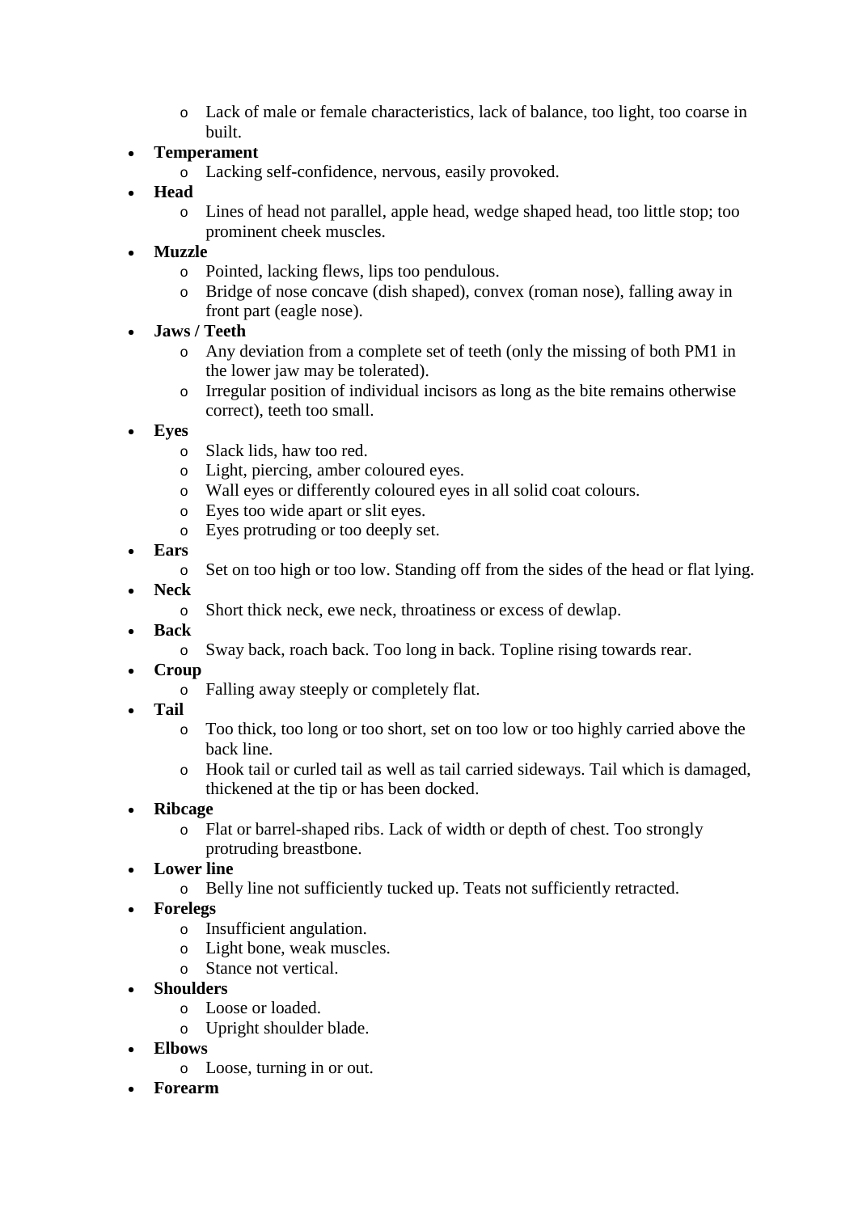- Lack of male or female characteristics, lack of balance, too light, too coarse in built.
- **Temperament**
    - Lacking self-confidence, nervous, easily provoked.
- **Head**
    - Lines of head not parallel, apple head, wedge shaped head, too little stop; too prominent cheek muscles.
- **Muzzle**
    - Pointed, lacking flews, lips too pendulous.
    - Bridge of nose concave (dish shaped), convex (roman nose), falling away in front part (eagle nose).
- **Jaws / Teeth**
    - Any deviation from a complete set of teeth (only the missing of both PM1 in the lower jaw may be tolerated).
    - Irregular position of individual incisors as long as the bite remains otherwise correct), teeth too small.
- **Eyes**
    - Slack lids, haw too red.
    - Light, piercing, amber coloured eyes.
    - Wall eyes or differently coloured eyes in all solid coat colours.
    - Eyes too wide apart or slit eyes.
    - Eyes protruding or too deeply set.
- **Ears**
    - Set on too high or too low. Standing off from the sides of the head or flat lying.
- **Neck**
    - Short thick neck, ewe neck, throatiness or excess of dewlap.
- **Back**
    - Sway back, roach back. Too long in back. Topline rising towards rear.
- **Croup**
    - Falling away steeply or completely flat.
- **Tail**
    - Too thick, too long or too short, set on too low or too highly carried above the back line.
    - Hook tail or curled tail as well as tail carried sideways. Tail which is damaged, thickened at the tip or has been docked.
- **Ribcage**
    - Flat or barrel-shaped ribs. Lack of width or depth of chest. Too strongly protruding breastbone.
- **Lower line**
    - Belly line not sufficiently tucked up. Teats not sufficiently retracted.
- **Forelegs**
    - Insufficient angulation.
    - Light bone, weak muscles.
    - Stance not vertical.
- **Shoulders**
    - Loose or loaded.
    - Upright shoulder blade.
- **Elbows**
    - Loose, turning in or out.
- **Forearm**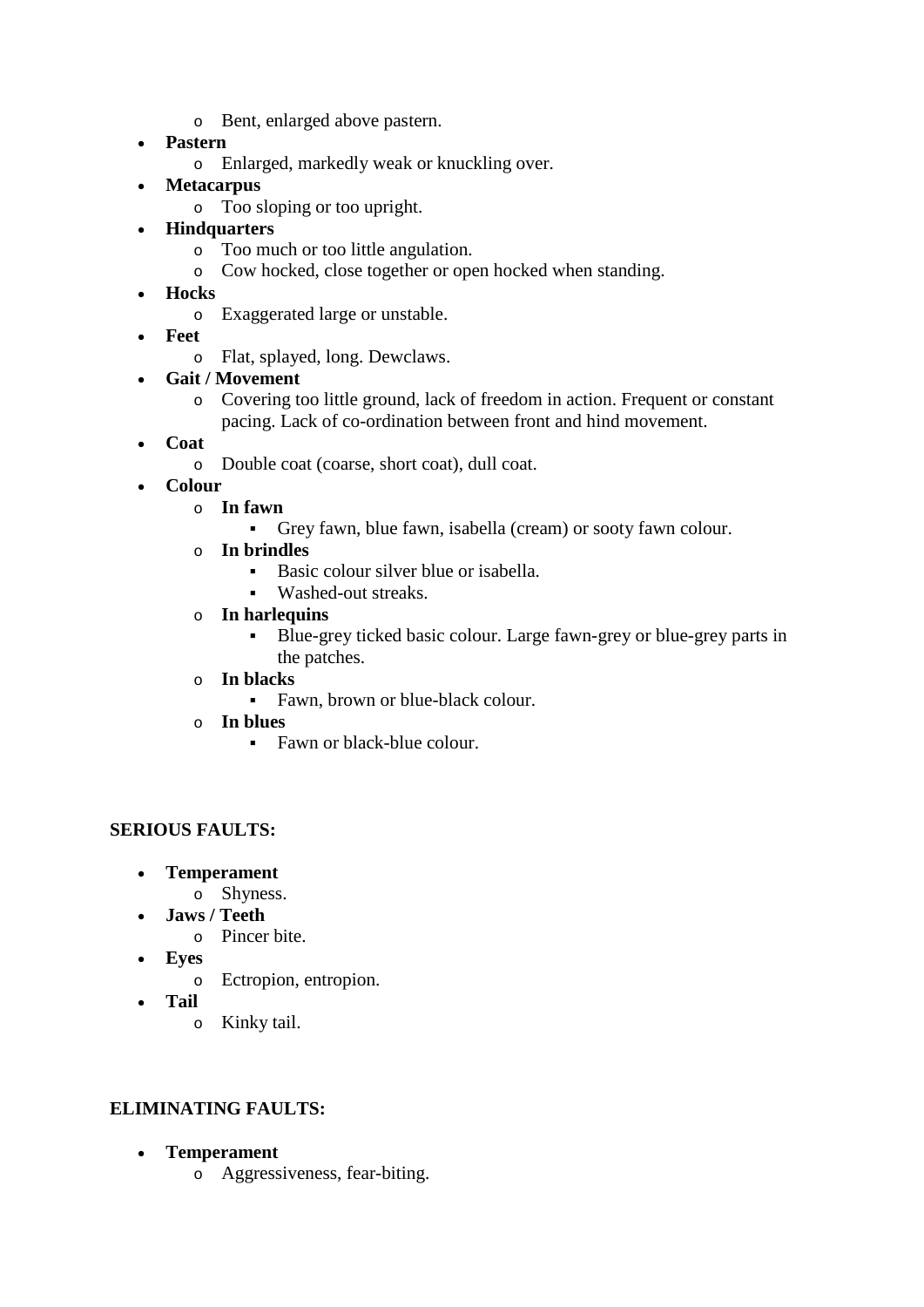- Bent, enlarged above pastern.
- **Pastern**
    - Enlarged, markedly weak or knuckling over.
- **Metacarpus**
    - Too sloping or too upright.
- **Hindquarters**
    - Too much or too little angulation.
    - Cow hocked, close together or open hocked when standing.
- **Hocks**
    - Exaggerated large or unstable.
- **Feet**
    - Flat, splayed, long. Dewclaws.
- **Gait / Movement**
    - Covering too little ground, lack of freedom in action. Frequent or constant pacing. Lack of co-ordination between front and hind movement.
- **Coat**
    - Double coat (coarse, short coat), dull coat.
- **Colour**
    - **In fawn**
        - Grey fawn, blue fawn, isabella (cream) or sooty fawn colour.
    - **In brindles**
        - Basic colour silver blue or isabella.
        - Washed-out streaks.
    - **In harlequins**
        - Blue-grey ticked basic colour. Large fawn-grey or blue-grey parts in the patches.
    - **In blacks**
        - Fawn, brown or blue-black colour.
    - **In blues**
        - Fawn or black-blue colour.

**SERIOUS FAULTS:**

- **Temperament**
    - Shyness.
- **Jaws / Teeth**
    - Pincer bite.
- **Eyes**
    - Ectropion, entropion.
- **Tail**
    - Kinky tail.

**ELIMINATING FAULTS:**

- **Temperament**
    - Aggressiveness, fear-biting.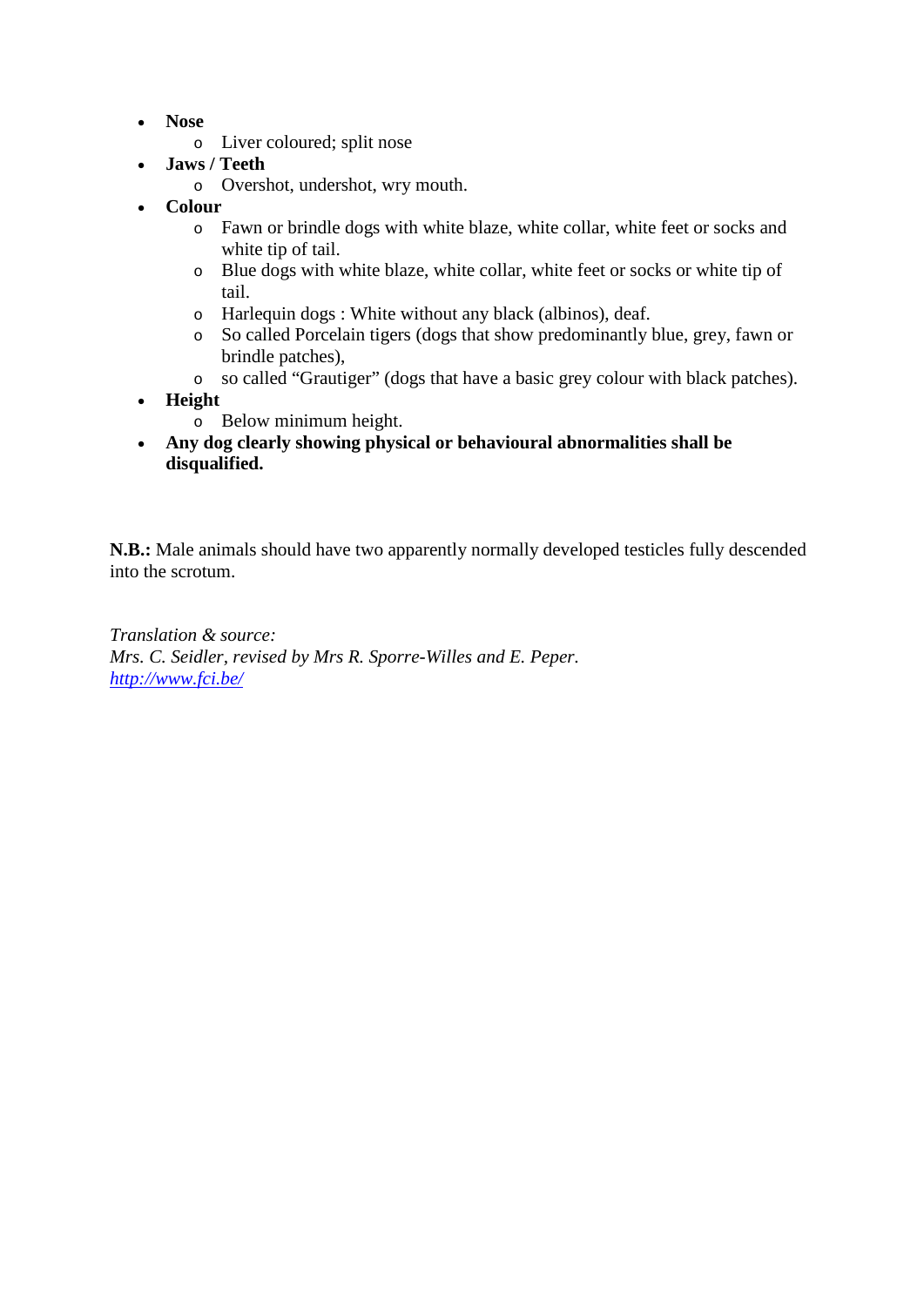- **Nose**
  - Liver coloured; split nose
- **Jaws / Teeth**
  - Overshot, undershot, wry mouth.
- **Colour**
  - Fawn or brindle dogs with white blaze, white collar, white feet or socks and white tip of tail.
  - Blue dogs with white blaze, white collar, white feet or socks or white tip of tail.
  - Harlequin dogs : White without any black (albinos), deaf.
  - So called Porcelain tigers (dogs that show predominantly blue, grey, fawn or brindle patches),
  - so called “Grautiger” (dogs that have a basic grey colour with black patches).
- **Height**
  - Below minimum height.
- **Any dog clearly showing physical or behavioural abnormalities shall be disqualified.**

**N.B.:** Male animals should have two apparently normally developed testicles fully descended into the scrotum.

*Translation & source:*
*Mrs. C. Seidler, revised by Mrs R. Sporre-Willes and E. Peper.*
*[http://www.fci.be/](http://www.fci.be/)*